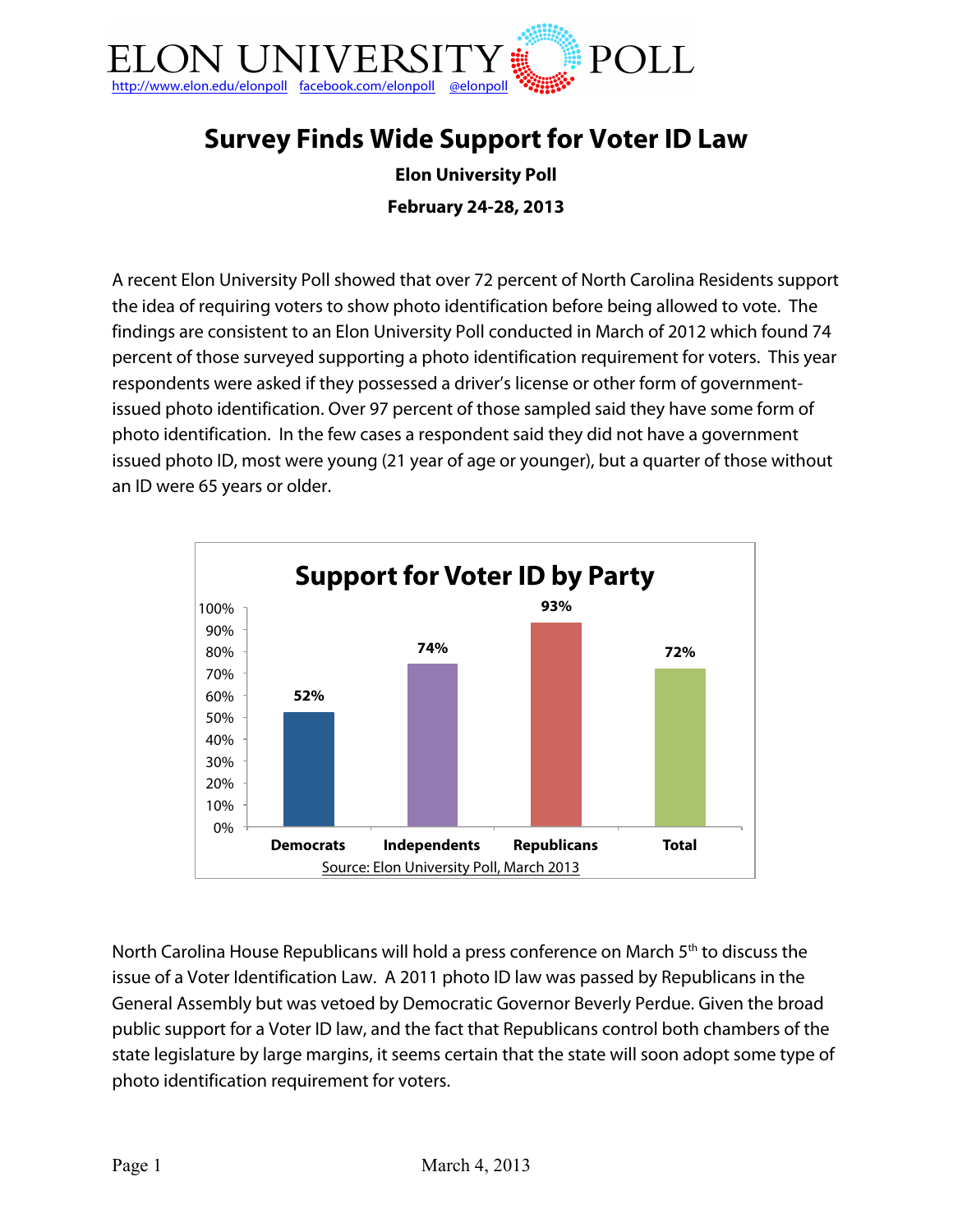ELON UNIVERSITY POLL

http://www.elon.edu/elonpoll facebook.com/elonpoll @elonpoll

# Survey Finds Wide Support for Voter ID Law

**Elon University Poll**

**February 24-28, 2013**

A recent Elon University Poll showed that over 72 percent of North Carolina Residents support the idea of requiring voters to show photo identification before being allowed to vote. The findings are consistent to an Elon University Poll conducted in March of 2012 which found 74 percent of those surveyed supporting a photo identification requirement for voters. This year respondents were asked if they possessed a driver's license or other form of government-issued photo identification. Over 97 percent of those sampled said they have some form of photo identification. In the few cases a respondent said they did not have a government issued photo ID, most were young (21 year of age or younger), but a quarter of those without an ID were 65 years or older.

**Support for Voter ID by Party**

| Democrats | Independents | Republicans | Total |
|---|---|---|---|
| 52% | 74% | 93% | 72% |

Source: Elon University Poll, March 2013

North Carolina House Republicans will hold a press conference on March 5th to discuss the issue of a Voter Identification Law. A 2011 photo ID law was passed by Republicans in the General Assembly but was vetoed by Democratic Governor Beverly Perdue. Given the broad public support for a Voter ID law, and the fact that Republicans control both chambers of the state legislature by large margins, it seems certain that the state will soon adopt some type of photo identification requirement for voters.

March 4, 2013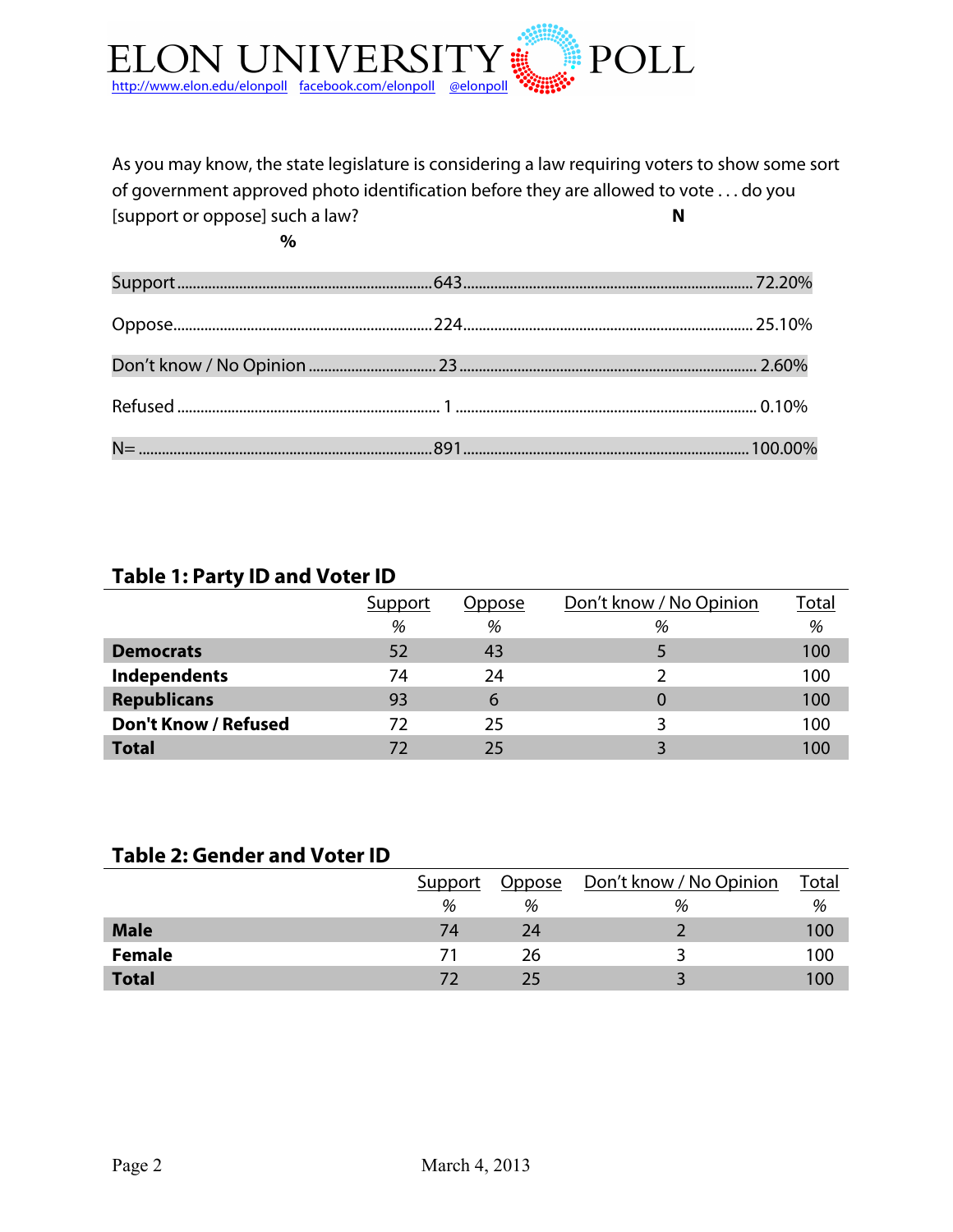As you may know, the state legislature is considering a law requiring voters to show some sort of government approved photo identification before they are allowed to vote . . . do you [support or oppose] such a law?

| | N | % |
|---|---|---|
| Support | 643 | 72.20% |
| Oppose | 224 | 25.10% |
| Don't know / No Opinion | 23 | 2.60% |
| Refused | 1 | 0.10% |
| N= | 891 | 100.00% |

## Table 1: Party ID and Voter ID

| | Support | Oppose | Don't know / No Opinion | Total |
|---|---|---|---|---|
| | % | % | % | % |
| **Democrats** | 52 | 43 | 5 | 100 |
| **Independents** | 74 | 24 | 2 | 100 |
| **Republicans** | 93 | 6 | 0 | 100 |
| **Don't Know / Refused** | 72 | 25 | 3 | 100 |
| **Total** | 72 | 25 | 3 | 100 |

## Table 2: Gender and Voter ID

| | Support | Oppose | Don't know / No Opinion | Total |
|---|---|---|---|---|
| | % | % | % | % |
| **Male** | 74 | 24 | 2 | 100 |
| **Female** | 71 | 26 | 3 | 100 |
| **Total** | 72 | 25 | 3 | 100 |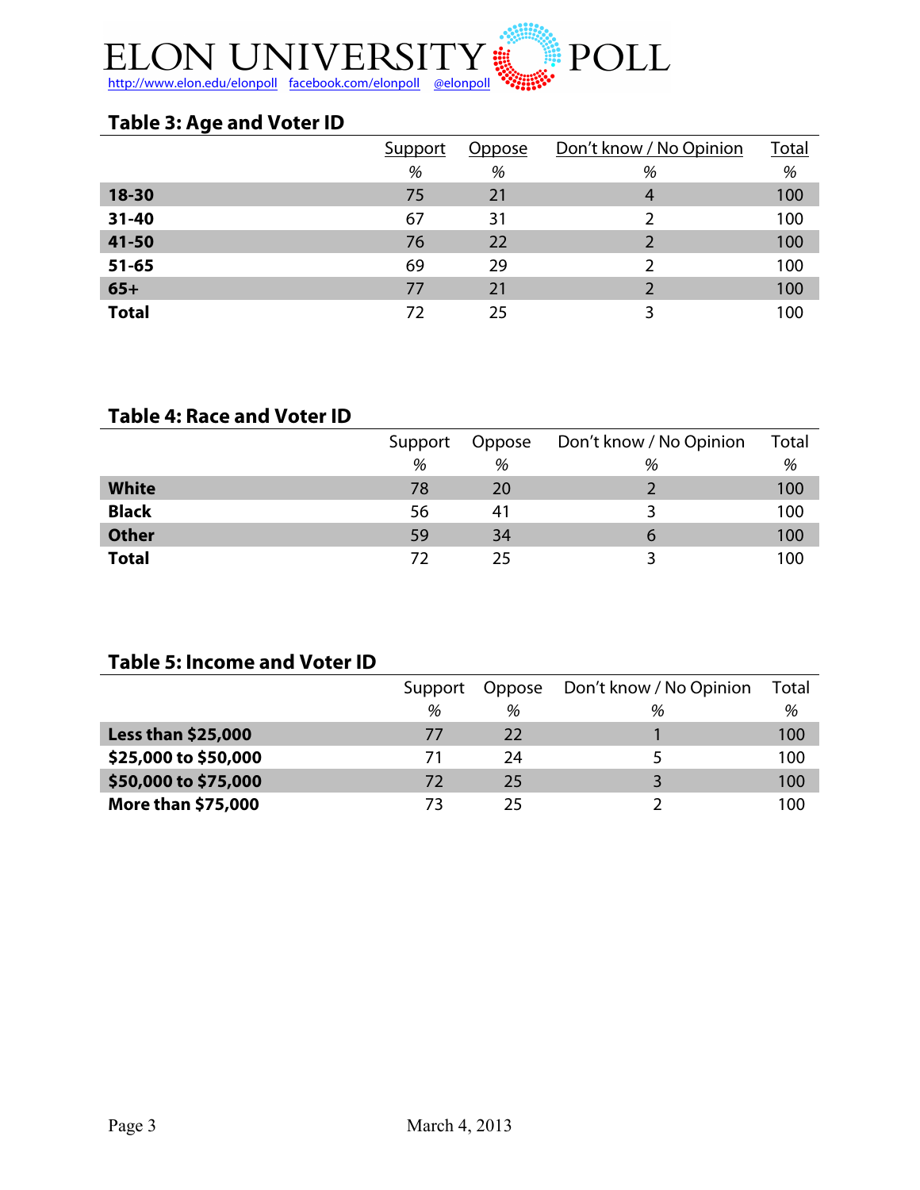### Table 3: Age and Voter ID

| | Support | Oppose | Don't know / No Opinion | Total |
|---|---|---|---|---|
| | % | % | % | % |
| **18-30** | 75 | 21 | 4 | 100 |
| **31-40** | 67 | 31 | 2 | 100 |
| **41-50** | 76 | 22 | 2 | 100 |
| **51-65** | 69 | 29 | 2 | 100 |
| **65+** | 77 | 21 | 2 | 100 |
| **Total** | 72 | 25 | 3 | 100 |

### Table 4: Race and Voter ID

| | Support | Oppose | Don't know / No Opinion | Total |
|---|---|---|---|---|
| | % | % | % | % |
| **White** | 78 | 20 | 2 | 100 |
| **Black** | 56 | 41 | 3 | 100 |
| **Other** | 59 | 34 | 6 | 100 |
| **Total** | 72 | 25 | 3 | 100 |

### Table 5: Income and Voter ID

| | Support | Oppose | Don't know / No Opinion | Total |
|---|---|---|---|---|
| | % | % | % | % |
| **Less than $25,000** | 77 | 22 | 1 | 100 |
| **$25,000 to $50,000** | 71 | 24 | 5 | 100 |
| **$50,000 to $75,000** | 72 | 25 | 3 | 100 |
| **More than $75,000** | 73 | 25 | 2 | 100 |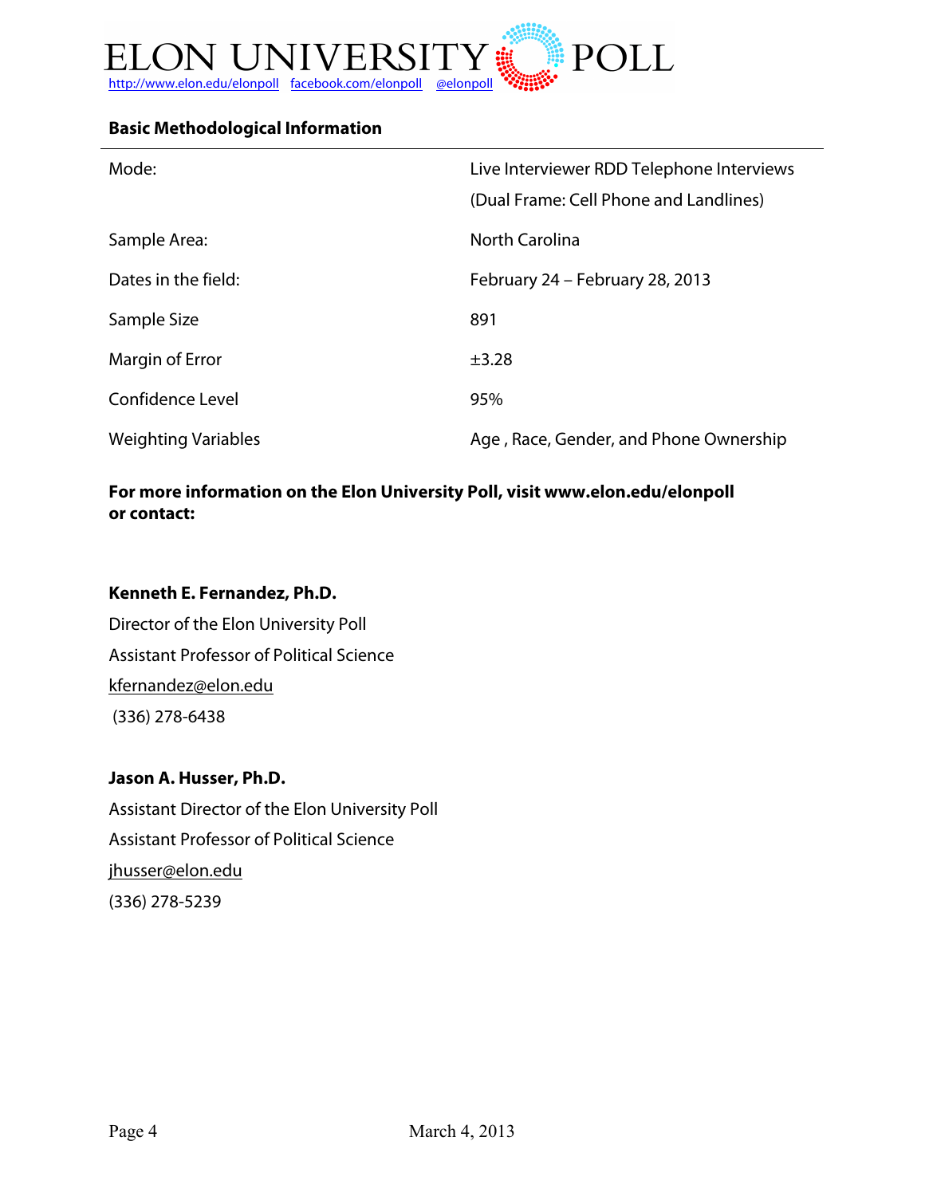ELON UNIVERSITY POLL

http://www.elon.edu/elonpoll facebook.com/elonpoll @elonpoll

**Basic Methodological Information**

| | |
|---|---|
| Mode: | Live Interviewer RDD Telephone Interviews (Dual Frame: Cell Phone and Landlines) |
| Sample Area: | North Carolina |
| Dates in the field: | February 24 – February 28, 2013 |
| Sample Size | 891 |
| Margin of Error | ±3.28 |
| Confidence Level | 95% |
| Weighting Variables | Age , Race, Gender, and Phone Ownership |

**For more information on the Elon University Poll, visit www.elon.edu/elonpoll or contact:**

**Kenneth E. Fernandez, Ph.D.**
Director of the Elon University Poll
Assistant Professor of Political Science
kfernandez@elon.edu
(336) 278-6438

**Jason A. Husser, Ph.D.**
Assistant Director of the Elon University Poll
Assistant Professor of Political Science
jhusser@elon.edu
(336) 278-5239

March 4, 2013